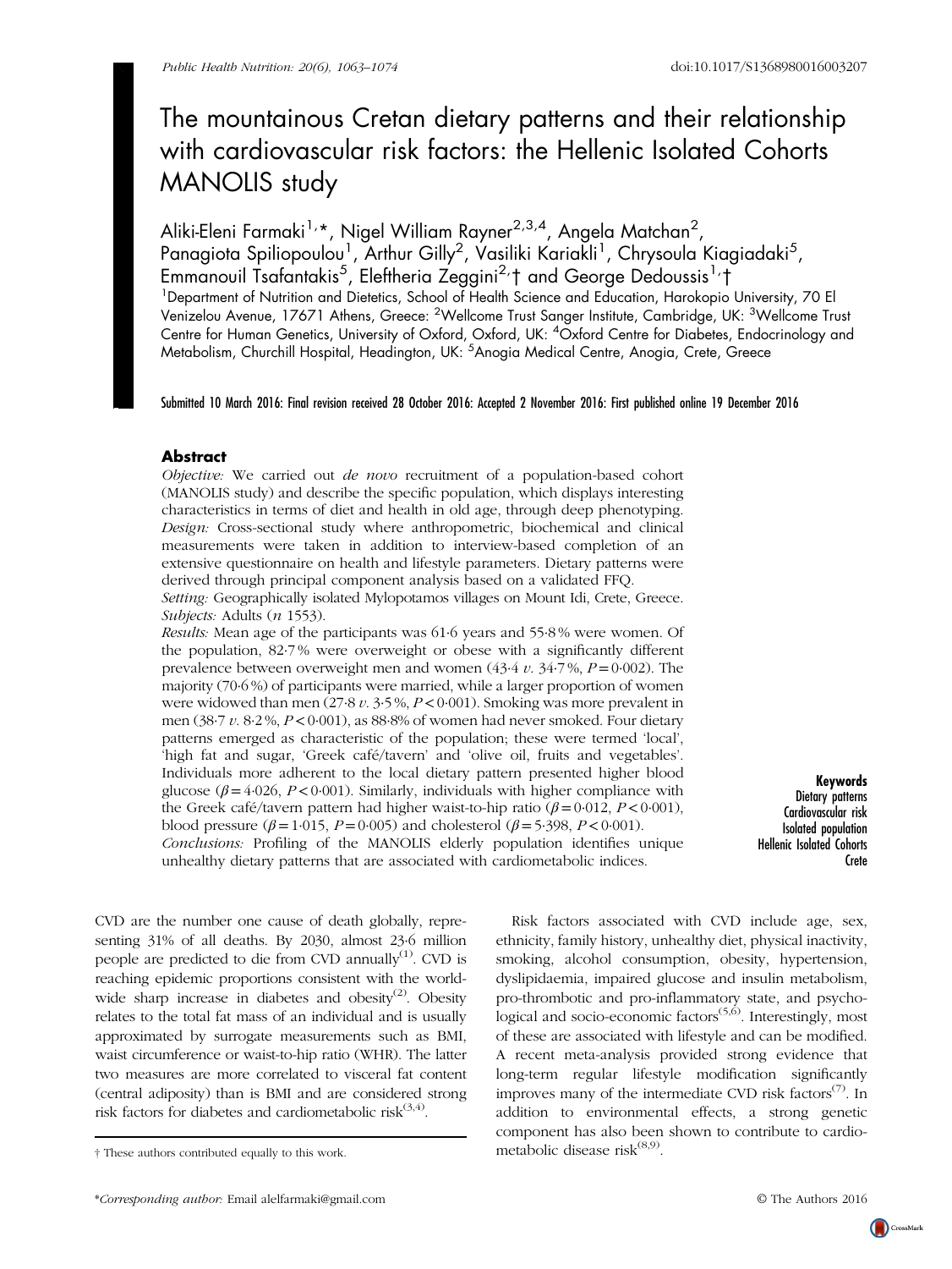# The mountainous Cretan dietary patterns and their relationship with cardiovascular risk factors: the Hellenic Isolated Cohorts MANOLIS study

Aliki-Eleni Farmaki[1,*], Nigel William Rayner[2,3,4], Angela Matchan[2], Panagiota Spiliopoulou[1], Arthur Gilly[2], Vasiliki Kariakli[1], Chrysoula Kiagiadaki[5], Emmanouil Tsafantakis[5], Eleftheria Zeggini[2,†] and George Dedoussis[1,†]

[1]Department of Nutrition and Dietetics, School of Health Science and Education, Harokopio University, 70 El Venizelou Avenue, 17671 Athens, Greece: [2]Wellcome Trust Sanger Institute, Cambridge, UK: [3]Wellcome Trust Centre for Human Genetics, University of Oxford, Oxford, UK: [4]Oxford Centre for Diabetes, Endocrinology and Metabolism, Churchill Hospital, Headington, UK: [5]Anogia Medical Centre, Anogia, Crete, Greece

Submitted 10 March 2016: Final revision received 28 October 2016: Accepted 2 November 2016: First published online 19 December 2016

## Abstract

*Objective:* We carried out *de novo* recruitment of a population-based cohort (MANOLIS study) and describe the specific population, which displays interesting characteristics in terms of diet and health in old age, through deep phenotyping.
*Design:* Cross-sectional study where anthropometric, biochemical and clinical measurements were taken in addition to interview-based completion of an extensive questionnaire on health and lifestyle parameters. Dietary patterns were derived through principal component analysis based on a validated FFQ.
*Setting:* Geographically isolated Mylopotamos villages on Mount Idi, Crete, Greece.
*Subjects:* Adults (*n* 1553).
*Results:* Mean age of the participants was 61·6 years and 55·8 % were women. Of the population, 82·7 % were overweight or obese with a significantly different prevalence between overweight men and women (43·4 *v*. 34·7 %, $P = 0{\cdot}002$). The majority (70·6 %) of participants were married, while a larger proportion of women were widowed than men (27·8 *v*. 3·5 %, $P < 0{\cdot}001$). Smoking was more prevalent in men (38·7 *v*. 8·2 %, $P < 0{\cdot}001$), as 88·8% of women had never smoked. Four dietary patterns emerged as characteristic of the population; these were termed 'local', 'high fat and sugar, 'Greek café/tavern' and 'olive oil, fruits and vegetables'. Individuals more adherent to the local dietary pattern presented higher blood glucose ($\beta = 4{\cdot}026$, $P < 0{\cdot}001$). Similarly, individuals with higher compliance with the Greek café/tavern pattern had higher waist-to-hip ratio ($\beta = 0{\cdot}012$, $P < 0{\cdot}001$), blood pressure ($\beta = 1{\cdot}015$, $P = 0{\cdot}005$) and cholesterol ($\beta = 5{\cdot}398$, $P < 0{\cdot}001$).
*Conclusions:* Profiling of the MANOLIS elderly population identifies unique unhealthy dietary patterns that are associated with cardiometabolic indices.

**Keywords**
Dietary patterns
Cardiovascular risk
Isolated population
Hellenic Isolated Cohorts
Crete

CVD are the number one cause of death globally, representing 31% of all deaths. By 2030, almost 23·6 million people are predicted to die from CVD annually[1]. CVD is reaching epidemic proportions consistent with the worldwide sharp increase in diabetes and obesity[2]. Obesity relates to the total fat mass of an individual and is usually approximated by surrogate measurements such as BMI, waist circumference or waist-to-hip ratio (WHR). The latter two measures are more correlated to visceral fat content (central adiposity) than is BMI and are considered strong risk factors for diabetes and cardiometabolic risk[3,4].

Risk factors associated with CVD include age, sex, ethnicity, family history, unhealthy diet, physical inactivity, smoking, alcohol consumption, obesity, hypertension, dyslipidaemia, impaired glucose and insulin metabolism, pro-thrombotic and pro-inflammatory state, and psychological and socio-economic factors[5,6]. Interestingly, most of these are associated with lifestyle and can be modified. A recent meta-analysis provided strong evidence that long-term regular lifestyle modification significantly improves many of the intermediate CVD risk factors[7]. In addition to environmental effects, a strong genetic component has also been shown to contribute to cardiometabolic disease risk[8,9].

† These authors contributed equally to this work.

*Corresponding author: Email alelfarmaki@gmail.com

© The Authors 2016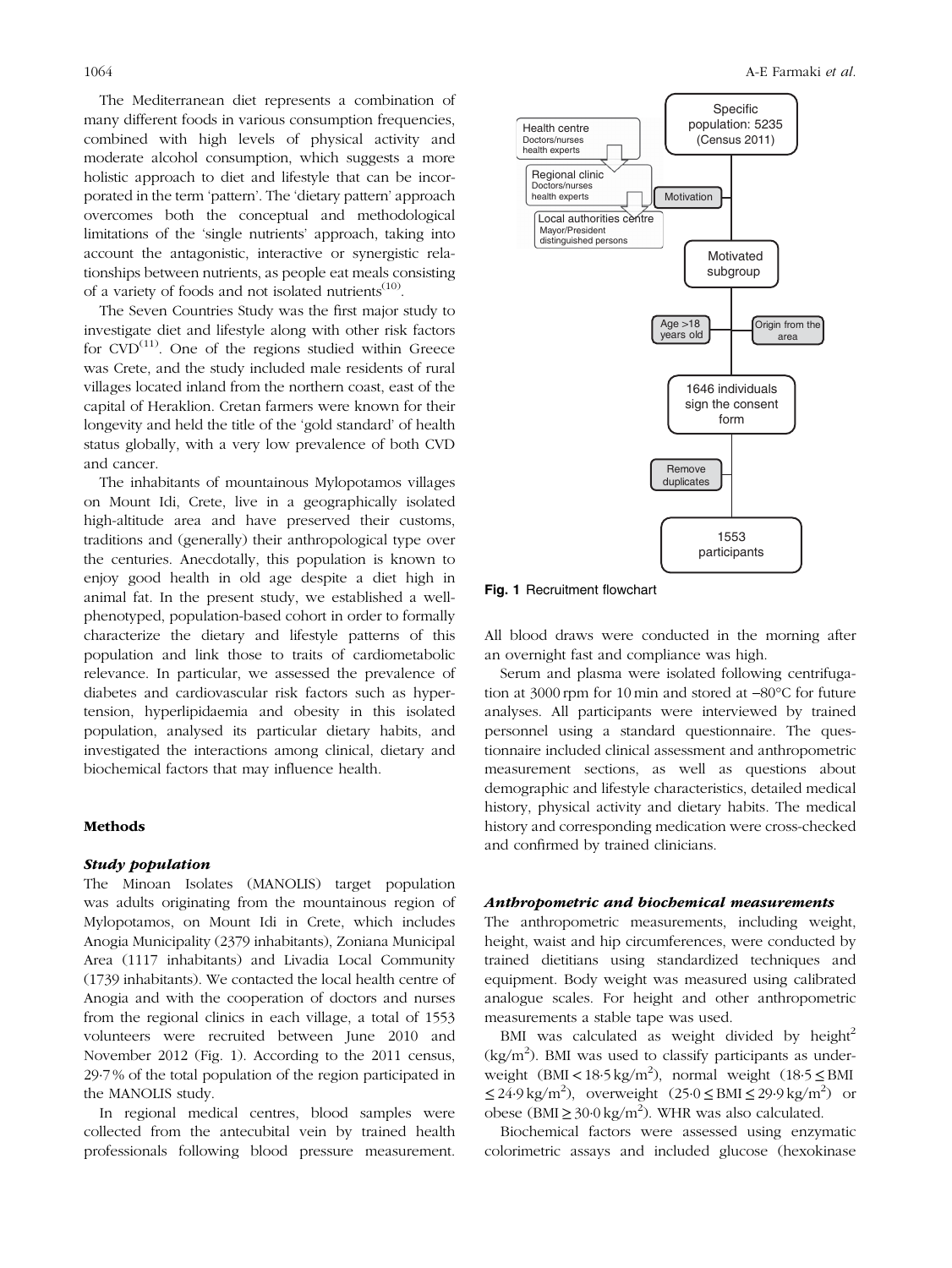The Mediterranean diet represents a combination of many different foods in various consumption frequencies, combined with high levels of physical activity and moderate alcohol consumption, which suggests a more holistic approach to diet and lifestyle that can be incorporated in the term 'pattern'. The 'dietary pattern' approach overcomes both the conceptual and methodological limitations of the 'single nutrients' approach, taking into account the antagonistic, interactive or synergistic relationships between nutrients, as people eat meals consisting of a variety of foods and not isolated nutrients[10].

The Seven Countries Study was the first major study to investigate diet and lifestyle along with other risk factors for CVD[11]. One of the regions studied within Greece was Crete, and the study included male residents of rural villages located inland from the northern coast, east of the capital of Heraklion. Cretan farmers were known for their longevity and held the title of the 'gold standard' of health status globally, with a very low prevalence of both CVD and cancer.

The inhabitants of mountainous Mylopotamos villages on Mount Idi, Crete, live in a geographically isolated high-altitude area and have preserved their customs, traditions and (generally) their anthropological type over the centuries. Anecdotally, this population is known to enjoy good health in old age despite a diet high in animal fat. In the present study, we established a well-phenotyped, population-based cohort in order to formally characterize the dietary and lifestyle patterns of this population and link those to traits of cardiometabolic relevance. In particular, we assessed the prevalence of diabetes and cardiovascular risk factors such as hypertension, hyperlipidaemia and obesity in this isolated population, analysed its particular dietary habits, and investigated the interactions among clinical, dietary and biochemical factors that may influence health.

## Methods

### Study population

The Minoan Isolates (MANOLIS) target population was adults originating from the mountainous region of Mylopotamos, on Mount Idi in Crete, which includes Anogia Municipality (2379 inhabitants), Zoniana Municipal Area (1117 inhabitants) and Livadia Local Community (1739 inhabitants). We contacted the local health centre of Anogia and with the cooperation of doctors and nurses from the regional clinics in each village, a total of 1553 volunteers were recruited between June 2010 and November 2012 (Fig. 1). According to the 2011 census, 29·7 % of the total population of the region participated in the MANOLIS study.

In regional medical centres, blood samples were collected from the antecubital vein by trained health professionals following blood pressure measurement. All blood draws were conducted in the morning after an overnight fast and compliance was high.

Health centre
Doctors/nurses
health experts

Regional clinic
Doctors/nurses
health experts

Local authorities centre
Mayor/President
distinguished persons

Specific population: 5235 (Census 2011)

Motivation

Motivated subgroup

Age >18 years old

Origin from the area

1646 individuals sign the consent form

Remove duplicates

1553 participants

**Fig. 1** Recruitment flowchart

Serum and plasma were isolated following centrifugation at 3000 rpm for 10 min and stored at −80°C for future analyses. All participants were interviewed by trained personnel using a standard questionnaire. The questionnaire included clinical assessment and anthropometric measurement sections, as well as questions about demographic and lifestyle characteristics, detailed medical history, physical activity and dietary habits. The medical history and corresponding medication were cross-checked and confirmed by trained clinicians.

### Anthropometric and biochemical measurements

The anthropometric measurements, including weight, height, waist and hip circumferences, were conducted by trained dietitians using standardized techniques and equipment. Body weight was measured using calibrated analogue scales. For height and other anthropometric measurements a stable tape was used.

BMI was calculated as weight divided by height$^2$ (kg/m$^2$). BMI was used to classify participants as underweight (BMI < 18·5 kg/m$^2$), normal weight (18·5 ≤ BMI ≤ 24·9 kg/m$^2$), overweight (25·0 ≤ BMI ≤ 29·9 kg/m$^2$) or obese (BMI ≥ 30·0 kg/m$^2$). WHR was also calculated.

Biochemical factors were assessed using enzymatic colorimetric assays and included glucose (hexokinase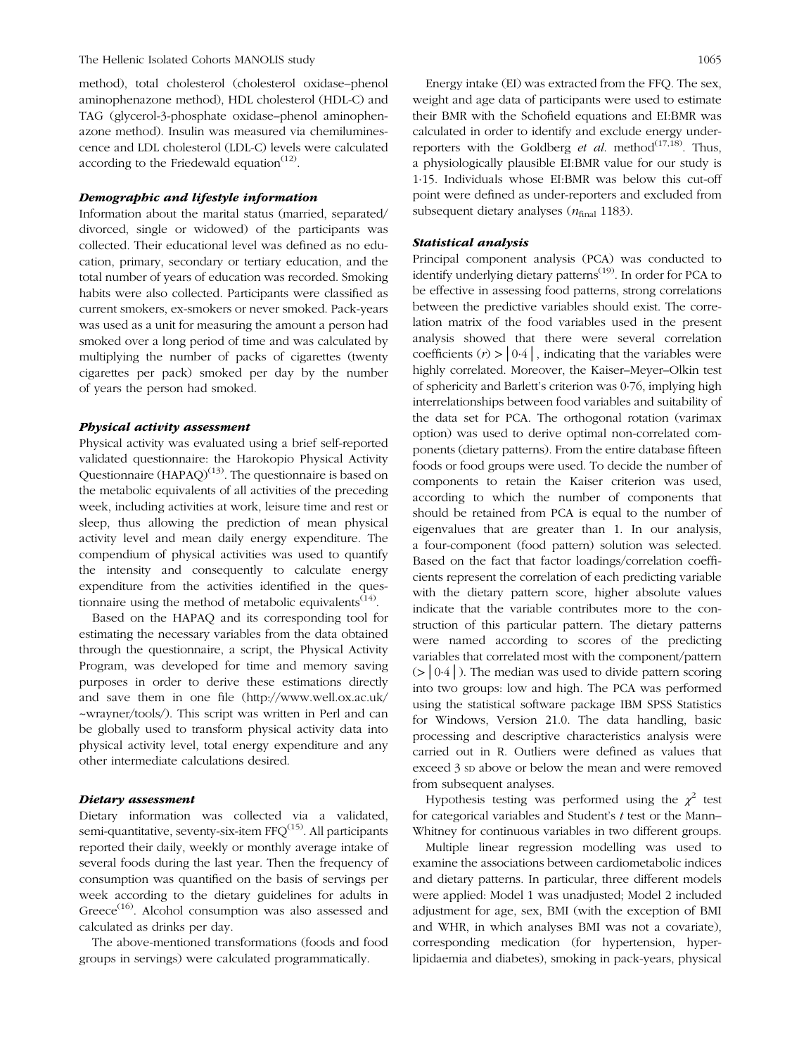method), total cholesterol (cholesterol oxidase–phenol aminophenazone method), HDL cholesterol (HDL-C) and TAG (glycerol-3-phosphate oxidase–phenol aminophenazone method). Insulin was measured via chemiluminescence and LDL cholesterol (LDL-C) levels were calculated according to the Friedewald equation[12].

#### *Demographic and lifestyle information*

Information about the marital status (married, separated/divorced, single or widowed) of the participants was collected. Their educational level was defined as no education, primary, secondary or tertiary education, and the total number of years of education was recorded. Smoking habits were also collected. Participants were classified as current smokers, ex-smokers or never smoked. Pack-years was used as a unit for measuring the amount a person had smoked over a long period of time and was calculated by multiplying the number of packs of cigarettes (twenty cigarettes per pack) smoked per day by the number of years the person had smoked.

#### *Physical activity assessment*

Physical activity was evaluated using a brief self-reported validated questionnaire: the Harokopio Physical Activity Questionnaire (HAPAQ)[13]. The questionnaire is based on the metabolic equivalents of all activities of the preceding week, including activities at work, leisure time and rest or sleep, thus allowing the prediction of mean physical activity level and mean daily energy expenditure. The compendium of physical activities was used to quantify the intensity and consequently to calculate energy expenditure from the activities identified in the questionnaire using the method of metabolic equivalents[14].

Based on the HAPAQ and its corresponding tool for estimating the necessary variables from the data obtained through the questionnaire, a script, the Physical Activity Program, was developed for time and memory saving purposes in order to derive these estimations directly and save them in one file (http://www.well.ox.ac.uk/~wrayner/tools/). This script was written in Perl and can be globally used to transform physical activity data into physical activity level, total energy expenditure and any other intermediate calculations desired.

#### *Dietary assessment*

Dietary information was collected via a validated, semi-quantitative, seventy-six-item FFQ[15]. All participants reported their daily, weekly or monthly average intake of several foods during the last year. Then the frequency of consumption was quantified on the basis of servings per week according to the dietary guidelines for adults in Greece[16]. Alcohol consumption was also assessed and calculated as drinks per day.

The above-mentioned transformations (foods and food groups in servings) were calculated programmatically.

Energy intake (EI) was extracted from the FFQ. The sex, weight and age data of participants were used to estimate their BMR with the Schofield equations and EI:BMR was calculated in order to identify and exclude energy under-reporters with the Goldberg *et al.* method[17,18]. Thus, a physiologically plausible EI:BMR value for our study is 1·15. Individuals whose EI:BMR was below this cut-off point were defined as under-reporters and excluded from subsequent dietary analyses ($n_{\text{final}}$ 1183).

#### *Statistical analysis*

Principal component analysis (PCA) was conducted to identify underlying dietary patterns[19]. In order for PCA to be effective in assessing food patterns, strong correlations between the predictive variables should exist. The correlation matrix of the food variables used in the present analysis showed that there were several correlation coefficients $(r) > |0{\cdot}4|$, indicating that the variables were highly correlated. Moreover, the Kaiser–Meyer–Olkin test of sphericity and Barlett's criterion was 0·76, implying high interrelationships between food variables and suitability of the data set for PCA. The orthogonal rotation (varimax option) was used to derive optimal non-correlated components (dietary patterns). From the entire database fifteen foods or food groups were used. To decide the number of components to retain the Kaiser criterion was used, according to which the number of components that should be retained from PCA is equal to the number of eigenvalues that are greater than 1. In our analysis, a four-component (food pattern) solution was selected. Based on the fact that factor loadings/correlation coefficients represent the correlation of each predicting variable with the dietary pattern score, higher absolute values indicate that the variable contributes more to the construction of this particular pattern. The dietary patterns were named according to scores of the predicting variables that correlated most with the component/pattern ($> |0{\cdot}4|$). The median was used to divide pattern scoring into two groups: low and high. The PCA was performed using the statistical software package IBM SPSS Statistics for Windows, Version 21.0. The data handling, basic processing and descriptive characteristics analysis were carried out in R. Outliers were defined as values that exceed 3 SD above or below the mean and were removed from subsequent analyses.

Hypothesis testing was performed using the $\chi^2$ test for categorical variables and Student's *t* test or the Mann–Whitney for continuous variables in two different groups.

Multiple linear regression modelling was used to examine the associations between cardiometabolic indices and dietary patterns. In particular, three different models were applied: Model 1 was unadjusted; Model 2 included adjustment for age, sex, BMI (with the exception of BMI and WHR, in which analyses BMI was not a covariate), corresponding medication (for hypertension, hyperlipidaemia and diabetes), smoking in pack-years, physical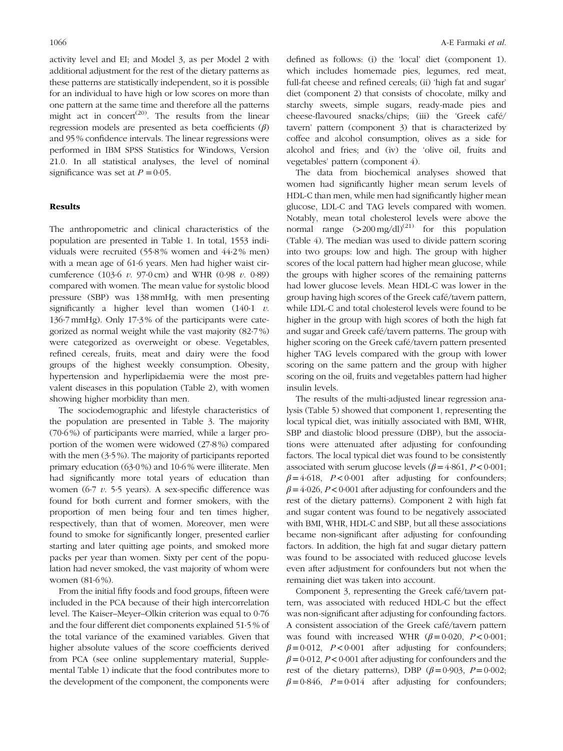activity level and EI; and Model 3, as per Model 2 with additional adjustment for the rest of the dietary patterns as these patterns are statistically independent, so it is possible for an individual to have high or low scores on more than one pattern at the same time and therefore all the patterns might act in concert[20]. The results from the linear regression models are presented as beta coefficients ($\beta$) and 95 % confidence intervals. The linear regressions were performed in IBM SPSS Statistics for Windows, Version 21.0. In all statistical analyses, the level of nominal significance was set at $P = 0{\cdot}05$.

## Results

The anthropometric and clinical characteristics of the population are presented in Table 1. In total, 1553 individuals were recruited (55·8 % women and 44·2 % men) with a mean age of 61·6 years. Men had higher waist circumference (103·6 *v.* 97·0 cm) and WHR (0·98 *v.* 0·89) compared with women. The mean value for systolic blood pressure (SBP) was 138 mmHg, with men presenting significantly a higher level than women (140·1 *v.* 136·7 mmHg). Only 17·3 % of the participants were categorized as normal weight while the vast majority (82·7 %) were categorized as overweight or obese. Vegetables, refined cereals, fruits, meat and dairy were the food groups of the highest weekly consumption. Obesity, hypertension and hyperlipidaemia were the most prevalent diseases in this population (Table 2), with women showing higher morbidity than men.

The sociodemographic and lifestyle characteristics of the population are presented in Table 3. The majority (70·6 %) of participants were married, while a larger proportion of the women were widowed (27·8 %) compared with the men (3·5 %). The majority of participants reported primary education (63·0 %) and 10·6 % were illiterate. Men had significantly more total years of education than women (6·7 *v.* 5·5 years). A sex-specific difference was found for both current and former smokers, with the proportion of men being four and ten times higher, respectively, than that of women. Moreover, men were found to smoke for significantly longer, presented earlier starting and later quitting age points, and smoked more packs per year than women. Sixty per cent of the population had never smoked, the vast majority of whom were women (81·6 %).

From the initial fifty foods and food groups, fifteen were included in the PCA because of their high intercorrelation level. The Kaiser–Meyer–Olkin criterion was equal to 0·76 and the four different diet components explained 51·5 % of the total variance of the examined variables. Given that higher absolute values of the score coefficients derived from PCA (see online supplementary material, Supplemental Table 1) indicate that the food contributes more to the development of the component, the components were defined as follows: (i) the 'local' diet (component 1). which includes homemade pies, legumes, red meat, full-fat cheese and refined cereals; (ii) 'high fat and sugar' diet (component 2) that consists of chocolate, milky and starchy sweets, simple sugars, ready-made pies and cheese-flavoured snacks/chips; (iii) the 'Greek café/tavern' pattern (component 3) that is characterized by coffee and alcohol consumption, olives as a side for alcohol and fries; and (iv) the 'olive oil, fruits and vegetables' pattern (component 4).

The data from biochemical analyses showed that women had significantly higher mean serum levels of HDL-C than men, while men had significantly higher mean glucose, LDL-C and TAG levels compared with women. Notably, mean total cholesterol levels were above the normal range (>200 mg/dl)[21] for this population (Table 4). The median was used to divide pattern scoring into two groups: low and high. The group with higher scores of the local pattern had higher mean glucose, while the groups with higher scores of the remaining patterns had lower glucose levels. Mean HDL-C was lower in the group having high scores of the Greek café/tavern pattern, while LDL-C and total cholesterol levels were found to be higher in the group with high scores of both the high fat and sugar and Greek café/tavern patterns. The group with higher scoring on the Greek café/tavern pattern presented higher TAG levels compared with the group with lower scoring on the same pattern and the group with higher scoring on the oil, fruits and vegetables pattern had higher insulin levels.

The results of the multi-adjusted linear regression analysis (Table 5) showed that component 1, representing the local typical diet, was initially associated with BMI, WHR, SBP and diastolic blood pressure (DBP), but the associations were attenuated after adjusting for confounding factors. The local typical diet was found to be consistently associated with serum glucose levels ($\beta = 4{\cdot}861$, $P < 0{\cdot}001$; $\beta = 4{\cdot}618$, $P < 0{\cdot}001$ after adjusting for confounders; $\beta = 4{\cdot}026$, $P < 0{\cdot}001$ after adjusting for confounders and the rest of the dietary patterns). Component 2 with high fat and sugar content was found to be negatively associated with BMI, WHR, HDL-C and SBP, but all these associations became non-significant after adjusting for confounding factors. In addition, the high fat and sugar dietary pattern was found to be associated with reduced glucose levels even after adjustment for confounders but not when the remaining diet was taken into account.

Component 3, representing the Greek café/tavern pattern, was associated with reduced HDL-C but the effect was non-significant after adjusting for confounding factors. A consistent association of the Greek café/tavern pattern was found with increased WHR ($\beta = 0{\cdot}020$, $P < 0{\cdot}001$; $\beta = 0{\cdot}012$, $P < 0{\cdot}001$ after adjusting for confounders; $\beta = 0{\cdot}012$, $P < 0{\cdot}001$ after adjusting for confounders and the rest of the dietary patterns), DBP ($\beta = 0{\cdot}903$, $P = 0{\cdot}002$; $\beta = 0{\cdot}846$, $P = 0{\cdot}014$ after adjusting for confounders;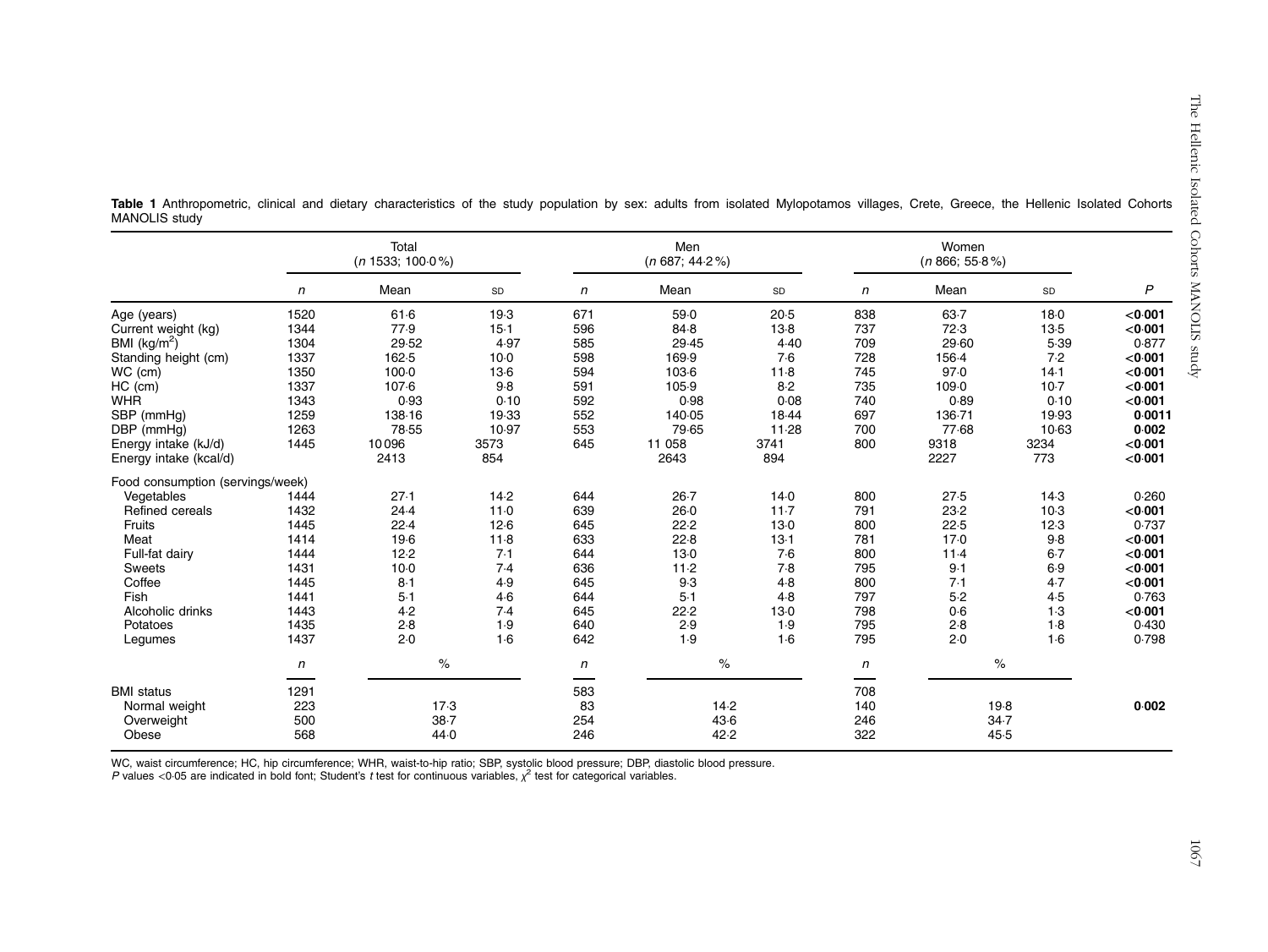**Table 1** Anthropometric, clinical and dietary characteristics of the study population by sex: adults from isolated Mylopotamos villages, Crete, Greece, the Hellenic Isolated Cohorts MANOLIS study

| | Total (*n* 1533; 100·0 %) | | | Men (*n* 687; 44·2 %) | | | Women (*n* 866; 55·8 %) | | | |
|---|---|---|---|---|---|---|---|---|---|---|
| | *n* | Mean | SD | *n* | Mean | SD | *n* | Mean | SD | *P* |
| Age (years) | 1520 | 61·6 | 19·3 | 671 | 59·0 | 20·5 | 838 | 63·7 | 18·0 | **<0·001** |
| Current weight (kg) | 1344 | 77·9 | 15·1 | 596 | 84·8 | 13·8 | 737 | 72·3 | 13·5 | **<0·001** |
| BMI (kg/m$^2$) | 1304 | 29·52 | 4·97 | 585 | 29·45 | 4·40 | 709 | 29·60 | 5·39 | 0·877 |
| Standing height (cm) | 1337 | 162·5 | 10·0 | 598 | 169·9 | 7·6 | 728 | 156·4 | 7·2 | **<0·001** |
| WC (cm) | 1350 | 100·0 | 13·6 | 594 | 103·6 | 11·8 | 745 | 97·0 | 14·1 | **<0·001** |
| HC (cm) | 1337 | 107·6 | 9·8 | 591 | 105·9 | 8·2 | 735 | 109·0 | 10·7 | **<0·001** |
| WHR | 1343 | 0·93 | 0·10 | 592 | 0·98 | 0·08 | 740 | 0·89 | 0·10 | **<0·001** |
| SBP (mmHg) | 1259 | 138·16 | 19·33 | 552 | 140·05 | 18·44 | 697 | 136·71 | 19·93 | **0·0011** |
| DBP (mmHg) | 1263 | 78·55 | 10·97 | 553 | 79·65 | 11·28 | 700 | 77·68 | 10·63 | **0·002** |
| Energy intake (kJ/d) | 1445 | 10 096 | 3573 | 645 | 11 058 | 3741 | 800 | 9318 | 3234 | **<0·001** |
| Energy intake (kcal/d) | | 2413 | 854 | | 2643 | 894 | | 2227 | 773 | **<0·001** |
| Food consumption (servings/week) | | | | | | | | | | |
| Vegetables | 1444 | 27·1 | 14·2 | 644 | 26·7 | 14·0 | 800 | 27·5 | 14·3 | 0·260 |
| Refined cereals | 1432 | 24·4 | 11·0 | 639 | 26·0 | 11·7 | 791 | 23·2 | 10·3 | **<0·001** |
| Fruits | 1445 | 22·4 | 12·6 | 645 | 22·2 | 13·0 | 800 | 22·5 | 12·3 | 0·737 |
| Meat | 1414 | 19·6 | 11·8 | 633 | 22·8 | 13·1 | 781 | 17·0 | 9·8 | **<0·001** |
| Full-fat dairy | 1444 | 12·2 | 7·1 | 644 | 13·0 | 7·6 | 800 | 11·4 | 6·7 | **<0·001** |
| Sweets | 1431 | 10·0 | 7·4 | 636 | 11·2 | 7·8 | 795 | 9·1 | 6·9 | **<0·001** |
| Coffee | 1445 | 8·1 | 4·9 | 645 | 9·3 | 4·8 | 800 | 7·1 | 4·7 | **<0·001** |
| Fish | 1441 | 5·1 | 4·6 | 644 | 5·1 | 4·8 | 797 | 5·2 | 4·5 | 0·763 |
| Alcoholic drinks | 1443 | 4·2 | 7·4 | 645 | 22·2 | 13·0 | 798 | 0·6 | 1·3 | **<0·001** |
| Potatoes | 1435 | 2·8 | 1·9 | 640 | 2·9 | 1·9 | 795 | 2·8 | 1·8 | 0·430 |
| Legumes | 1437 | 2·0 | 1·6 | 642 | 1·9 | 1·6 | 795 | 2·0 | 1·6 | 0·798 |
| | *n* | % | | *n* | % | | *n* | % | | |
| BMI status | 1291 | | | 583 | | | 708 | | | |
| Normal weight | 223 | 17·3 | | 83 | 14·2 | | 140 | 19·8 | | **0·002** |
| Overweight | 500 | 38·7 | | 254 | 43·6 | | 246 | 34·7 | | |
| Obese | 568 | 44·0 | | 246 | 42·2 | | 322 | 45·5 | | |

WC, waist circumference; HC, hip circumference; WHR, waist-to-hip ratio; SBP, systolic blood pressure; DBP, diastolic blood pressure.
*P* values <0·05 are indicated in bold font; Student's *t* test for continuous variables, $\chi^2$ test for categorical variables.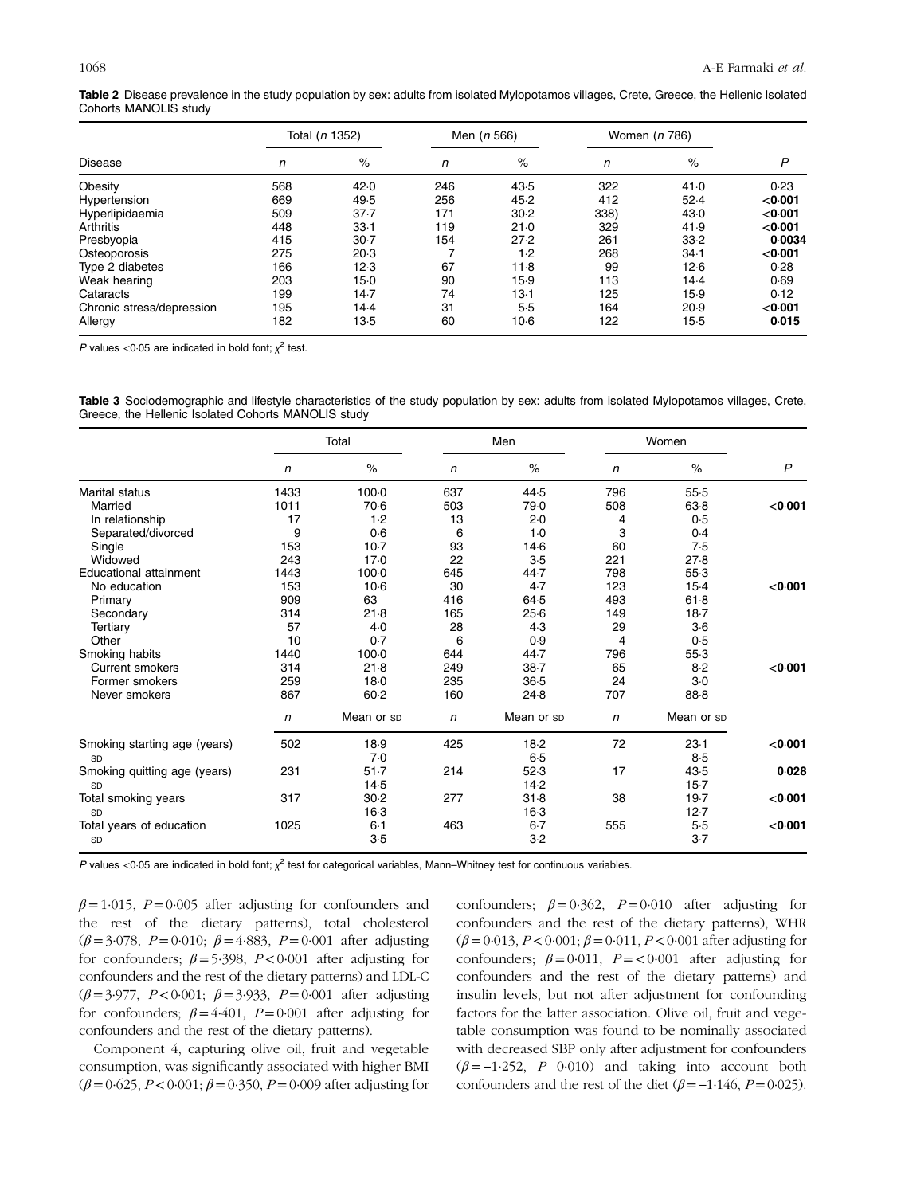**Table 2** Disease prevalence in the study population by sex: adults from isolated Mylopotamos villages, Crete, Greece, the Hellenic Isolated Cohorts MANOLIS study

| Disease | Total (*n* 1352) | | Men (*n* 566) | | Women (*n* 786) | | |
|---|---|---|---|---|---|---|---|
| | *n* | % | *n* | % | *n* | % | *P* |
| Obesity | 568 | 42·0 | 246 | 43·5 | 322 | 41·0 | 0·23 |
| Hypertension | 669 | 49·5 | 256 | 45·2 | 412 | 52·4 | **<0·001** |
| Hyperlipidaemia | 509 | 37·7 | 171 | 30·2 | 338) | 43·0 | **<0·001** |
| Arthritis | 448 | 33·1 | 119 | 21·0 | 329 | 41·9 | **<0·001** |
| Presbyopia | 415 | 30·7 | 154 | 27·2 | 261 | 33·2 | **0·0034** |
| Osteoporosis | 275 | 20·3 | 7 | 1·2 | 268 | 34·1 | **<0·001** |
| Type 2 diabetes | 166 | 12·3 | 67 | 11·8 | 99 | 12·6 | 0·28 |
| Weak hearing | 203 | 15·0 | 90 | 15·9 | 113 | 14·4 | 0·69 |
| Cataracts | 199 | 14·7 | 74 | 13·1 | 125 | 15·9 | 0·12 |
| Chronic stress/depression | 195 | 14·4 | 31 | 5·5 | 164 | 20·9 | **<0·001** |
| Allergy | 182 | 13·5 | 60 | 10·6 | 122 | 15·5 | **0·015** |

*P* values <0·05 are indicated in bold font; $\chi^2$ test.

**Table 3** Sociodemographic and lifestyle characteristics of the study population by sex: adults from isolated Mylopotamos villages, Crete, Greece, the Hellenic Isolated Cohorts MANOLIS study

| | Total | | Men | | Women | | |
|---|---|---|---|---|---|---|---|
| | *n* | % | *n* | % | *n* | % | *P* |
| Marital status | 1433 | 100·0 | 637 | 44·5 | 796 | 55·5 | |
| Married | 1011 | 70·6 | 503 | 79·0 | 508 | 63·8 | **<0·001** |
| In relationship | 17 | 1·2 | 13 | 2·0 | 4 | 0·5 | |
| Separated/divorced | 9 | 0·6 | 6 | 1·0 | 3 | 0·4 | |
| Single | 153 | 10·7 | 93 | 14·6 | 60 | 7·5 | |
| Widowed | 243 | 17·0 | 22 | 3·5 | 221 | 27·8 | |
| Educational attainment | 1443 | 100·0 | 645 | 44·7 | 798 | 55·3 | |
| No education | 153 | 10·6 | 30 | 4·7 | 123 | 15·4 | **<0·001** |
| Primary | 909 | 63 | 416 | 64·5 | 493 | 61·8 | |
| Secondary | 314 | 21·8 | 165 | 25·6 | 149 | 18·7 | |
| Tertiary | 57 | 4·0 | 28 | 4·3 | 29 | 3·6 | |
| Other | 10 | 0·7 | 6 | 0·9 | 4 | 0·5 | |
| Smoking habits | 1440 | 100·0 | 644 | 44·7 | 796 | 55·3 | |
| Current smokers | 314 | 21·8 | 249 | 38·7 | 65 | 8·2 | **<0·001** |
| Former smokers | 259 | 18·0 | 235 | 36·5 | 24 | 3·0 | |
| Never smokers | 867 | 60·2 | 160 | 24·8 | 707 | 88·8 | |
| | *n* | Mean or SD | *n* | Mean or SD | *n* | Mean or SD | |
| Smoking starting age (years) | 502 | 18·9 | 425 | 18·2 | 72 | 23·1 | **<0·001** |
| SD | | 7·0 | | 6·5 | | 8·5 | |
| Smoking quitting age (years) | 231 | 51·7 | 214 | 52·3 | 17 | 43·5 | **0·028** |
| SD | | 14·5 | | 14·2 | | 15·7 | |
| Total smoking years | 317 | 30·2 | 277 | 31·8 | 38 | 19·7 | **<0·001** |
| SD | | 16·3 | | 16·3 | | 12·7 | |
| Total years of education | 1025 | 6·1 | 463 | 6·7 | 555 | 5·5 | **<0·001** |
| SD | | 3·5 | | 3·2 | | 3·7 | |

*P* values <0·05 are indicated in bold font; $\chi^2$ test for categorical variables, Mann–Whitney test for continuous variables.

$\beta = 1·015$, $P = 0·005$ after adjusting for confounders and the rest of the dietary patterns), total cholesterol ($\beta = 3·078$, $P = 0·010$; $\beta = 4·883$, $P = 0·001$ after adjusting for confounders; $\beta = 5·398$, $P < 0·001$ after adjusting for confounders and the rest of the dietary patterns) and LDL-C ($\beta = 3·977$, $P < 0·001$; $\beta = 3·933$, $P = 0·001$ after adjusting for confounders; $\beta = 4·401$, $P = 0·001$ after adjusting for confounders and the rest of the dietary patterns).

Component 4, capturing olive oil, fruit and vegetable consumption, was significantly associated with higher BMI ($\beta = 0·625$, $P < 0·001$; $\beta = 0·350$, $P = 0·009$ after adjusting for confounders; $\beta = 0·362$, $P = 0·010$ after adjusting for confounders and the rest of the dietary patterns), WHR ($\beta = 0·013$, $P < 0·001$; $\beta = 0·011$, $P < 0·001$ after adjusting for confounders; $\beta = 0·011$, $P = < 0·001$ after adjusting for confounders and the rest of the dietary patterns) and insulin levels, but not after adjustment for confounding factors for the latter association. Olive oil, fruit and vegetable consumption was found to be nominally associated with decreased SBP only after adjustment for confounders ($\beta = -1·252$, $P$ 0·010) and taking into account both confounders and the rest of the diet ($\beta = -1·146$, $P = 0·025$).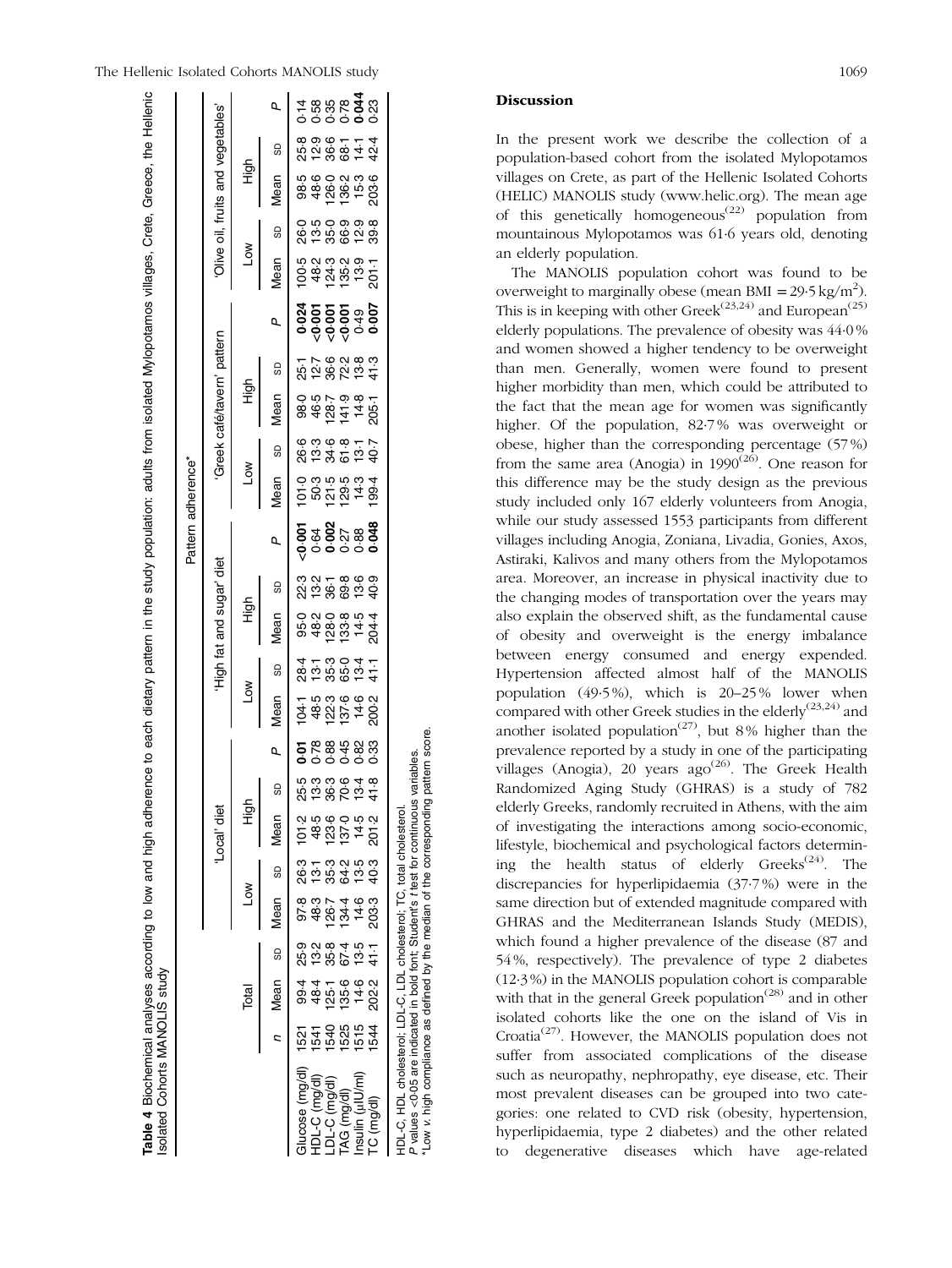**Table 4** Biochemical analyses according to low and high adherence to each dietary pattern in the study population: adults from isolated Mylopotamos villages, Crete, Greece, the Hellenic Isolated Cohorts MANOLIS study

| | Total | | | 'Local' diet | | | | | 'High fat and sugar' diet | | | | | 'Greek café/tavern' pattern | | | | | 'Olive oil, fruits and vegetables' | | | | |
|---|---|---|---|---|---|---|---|---|---|---|---|---|---|---|---|---|---|---|---|---|---|---|---|
| | | | | Low | | High | | | Low | | High | | | Low | | High | | | Low | | High | | |
| | n | Mean | SD | Mean | SD | Mean | SD | P | Mean | SD | Mean | SD | P | Mean | SD | Mean | SD | P | Mean | SD | Mean | SD | P |
| Glucose (mg/dl) | 1521 | 99·4 | 25·9 | 97·8 | 26·3 | 101·2 | 25·5 | **0·01** | 104·1 | 28·4 | 95·0 | 22·3 | **<0·001** | 101·0 | 26·6 | 98·0 | 25·1 | **0·024** | 100·5 | 26·0 | 98·5 | 25·8 | 0·14 |
| HDL-C (mg/dl) | 1541 | 48·4 | 13·2 | 48·3 | 13·1 | 48·5 | 13·3 | 0·78 | 48·5 | 13·1 | 48·2 | 13·2 | 0·64 | 50·3 | 13·3 | 46·5 | 12·7 | **<0·001** | 48·2 | 13·5 | 48·6 | 12·9 | 0·58 |
| LDL-C (mg/dl) | 1540 | 125·1 | 35·8 | 126·7 | 35·3 | 123·6 | 36·3 | 0·88 | 122·3 | 35·3 | 128·0 | 36·1 | **0·002** | 121·5 | 34·6 | 128·7 | 36·6 | **<0·001** | 124·3 | 35·0 | 126·0 | 36·6 | 0·35 |
| TAG (mg/dl) | 1525 | 135·6 | 67·4 | 134·4 | 64·2 | 137·0 | 70·6 | 0·45 | 137·6 | 65·0 | 133·8 | 69·8 | 0·27 | 129·5 | 61·8 | 141·9 | 72·2 | **<0·001** | 135·2 | 66·9 | 136·2 | 68·1 | 0·78 |
| Insulin (μIU/ml) | 1515 | 14·6 | 13·5 | 14·6 | 13·5 | 14·5 | 13·4 | 0·82 | 14·6 | 13·4 | 14·5 | 13·6 | 0·88 | 14·3 | 13·1 | 14·8 | 13·8 | 0·49 | 13·9 | 12·9 | 15·3 | 14·1 | **0·044** |
| TC (mg/dl) | 1544 | 202·2 | 41·1 | 203·3 | 40·3 | 201·2 | 41·8 | 0·33 | 200·2 | 41·1 | 204·4 | 40·9 | **0·048** | 199·4 | 40·7 | 205·1 | 41·3 | **0·007** | 201·1 | 39·8 | 203·6 | 42·4 | 0·23 |

HDL-C, HDL cholesterol; LDL-C, LDL cholesterol; TC, total cholesterol.
*P* values <0·05 are indicated in bold font; Student's *t* test for continuous variables.
*Low *v.* high compliance as defined by the median of the corresponding pattern score.

## Discussion

In the present work we describe the collection of a population-based cohort from the isolated Mylopotamos villages on Crete, as part of the Hellenic Isolated Cohorts (HELIC) MANOLIS study (www.helic.org). The mean age of this genetically homogeneous[22] population from mountainous Mylopotamos was 61·6 years old, denoting an elderly population.

The MANOLIS population cohort was found to be overweight to marginally obese (mean BMI = 29·5 kg/m$^2$). This is in keeping with other Greek[23,24] and European[25] elderly populations. The prevalence of obesity was 44·0 % and women showed a higher tendency to be overweight than men. Generally, women were found to present higher morbidity than men, which could be attributed to the fact that the mean age for women was significantly higher. Of the population, 82·7 % was overweight or obese, higher than the corresponding percentage (57 %) from the same area (Anogia) in 1990[26]. One reason for this difference may be the study design as the previous study included only 167 elderly volunteers from Anogia, while our study assessed 1553 participants from different villages including Anogia, Zoniana, Livadia, Gonies, Axos, Astiraki, Kalivos and many others from the Mylopotamos area. Moreover, an increase in physical inactivity due to the changing modes of transportation over the years may also explain the observed shift, as the fundamental cause of obesity and overweight is the energy imbalance between energy consumed and energy expended. Hypertension affected almost half of the MANOLIS population (49·5 %), which is 20–25 % lower when compared with other Greek studies in the elderly[23,24] and another isolated population[27], but 8 % higher than the prevalence reported by a study in one of the participating villages (Anogia), 20 years ago[26]. The Greek Health Randomized Aging Study (GHRAS) is a study of 782 elderly Greeks, randomly recruited in Athens, with the aim of investigating the interactions among socio-economic, lifestyle, biochemical and psychological factors determining the health status of elderly Greeks[24]. The discrepancies for hyperlipidaemia (37·7 %) were in the same direction but of extended magnitude compared with GHRAS and the Mediterranean Islands Study (MEDIS), which found a higher prevalence of the disease (87 and 54 %, respectively). The prevalence of type 2 diabetes (12·3 %) in the MANOLIS population cohort is comparable with that in the general Greek population[28] and in other isolated cohorts like the one on the island of Vis in Croatia[27]. However, the MANOLIS population does not suffer from associated complications of the disease such as neuropathy, nephropathy, eye disease, etc. Their most prevalent diseases can be grouped into two categories: one related to CVD risk (obesity, hypertension, hyperlipidaemia, type 2 diabetes) and the other related to degenerative diseases which have age-related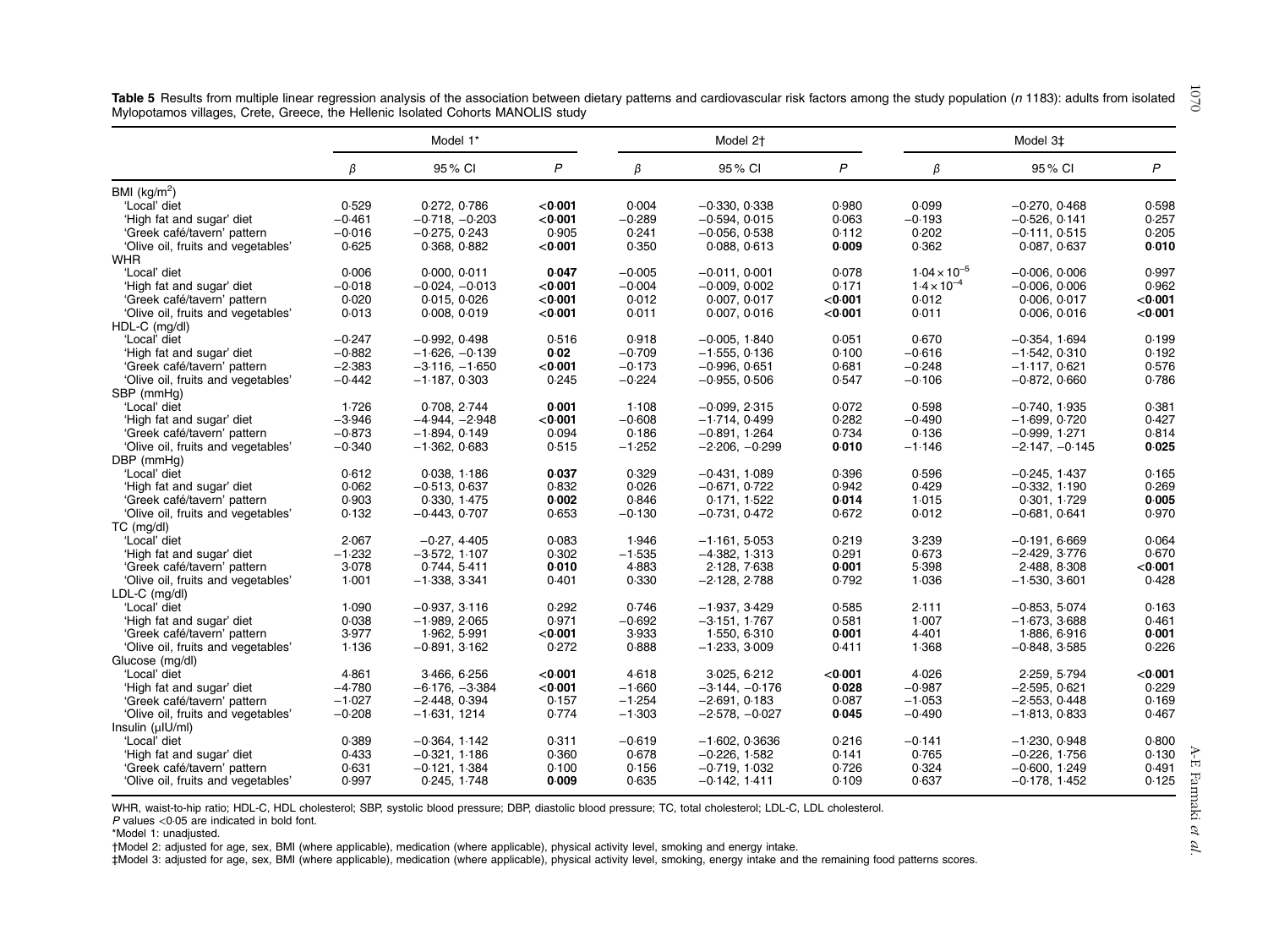**Table 5** Results from multiple linear regression analysis of the association between dietary patterns and cardiovascular risk factors among the study population (*n* 1183): adults from isolated Mylopotamos villages, Crete, Greece, the Hellenic Isolated Cohorts MANOLIS study

| | Model 1* | | | Model 2† | | | Model 3‡ | | |
|---|---|---|---|---|---|---|---|---|---|
| | $\beta$ | 95 % CI | *P* | $\beta$ | 95 % CI | *P* | $\beta$ | 95 % CI | *P* |
| BMI (kg/m$^2$) | | | | | | | | | |
| 'Local' diet | 0·529 | 0·272, 0·786 | **<0·001** | 0·004 | −0·330, 0·338 | 0·980 | 0·099 | −0·270, 0·468 | 0·598 |
| 'High fat and sugar' diet | −0·461 | −0·718, −0·203 | **<0·001** | −0·289 | −0·594, 0·015 | 0·063 | −0·193 | −0·526, 0·141 | 0·257 |
| 'Greek café/tavern' pattern | −0·016 | −0·275, 0·243 | 0·905 | 0·241 | −0·056, 0·538 | 0·112 | 0·202 | −0·111, 0·515 | 0·205 |
| 'Olive oil, fruits and vegetables' | 0·625 | 0·368, 0·882 | **<0·001** | 0·350 | 0·088, 0·613 | **0·009** | 0·362 | 0·087, 0·637 | **0·010** |
| WHR | | | | | | | | | |
| 'Local' diet | 0·006 | 0·000, 0·011 | **0·047** | −0·005 | −0·011, 0·001 | 0·078 | $1{\cdot}04\times10^{-5}$ | −0·006, 0·006 | 0·997 |
| 'High fat and sugar' diet | −0·018 | −0·024, −0·013 | **<0·001** | −0·004 | −0·009, 0·002 | 0·171 | $1{\cdot}4\times10^{-4}$ | −0·006, 0·006 | 0·962 |
| 'Greek café/tavern' pattern | 0·020 | 0·015, 0·026 | **<0·001** | 0·012 | 0·007, 0·017 | **<0·001** | 0·012 | 0·006, 0·017 | **<0·001** |
| 'Olive oil, fruits and vegetables' | 0·013 | 0·008, 0·019 | **<0·001** | 0·011 | 0·007, 0·016 | **<0·001** | 0·011 | 0·006, 0·016 | **<0·001** |
| HDL-C (mg/dl) | | | | | | | | | |
| 'Local' diet | −0·247 | −0·992, 0·498 | 0·516 | 0·918 | −0·005, 1·840 | 0·051 | 0·670 | −0·354, 1·694 | 0·199 |
| 'High fat and sugar' diet | −0·882 | −1·626, −0·139 | **0·02** | −0·709 | −1·555, 0·136 | 0·100 | −0·616 | −1·542, 0·310 | 0·192 |
| 'Greek café/tavern' pattern | −2·383 | −3·116, −1·650 | **<0·001** | −0·173 | −0·996, 0·651 | 0·681 | −0·248 | −1·117, 0·621 | 0·576 |
| 'Olive oil, fruits and vegetables' | −0·442 | −1·187, 0·303 | 0·245 | −0·224 | −0·955, 0·506 | 0·547 | −0·106 | −0·872, 0·660 | 0·786 |
| SBP (mmHg) | | | | | | | | | |
| 'Local' diet | 1·726 | 0·708, 2·744 | **0·001** | 1·108 | −0·099, 2·315 | 0·072 | 0·598 | −0·740, 1·935 | 0·381 |
| 'High fat and sugar' diet | −3·946 | −4·944, −2·948 | **<0·001** | −0·608 | −1·714, 0·499 | 0·282 | −0·490 | −1·699, 0·720 | 0·427 |
| 'Greek café/tavern' pattern | −0·873 | −1·894, 0·149 | 0·094 | 0·186 | −0·891, 1·264 | 0·734 | 0·136 | −0·999, 1·271 | 0·814 |
| 'Olive oil, fruits and vegetables' | −0·340 | −1·362, 0·683 | 0·515 | −1·252 | −2·206, −0·299 | **0·010** | −1·146 | −2·147, −0·145 | **0·025** |
| DBP (mmHg) | | | | | | | | | |
| 'Local' diet | 0·612 | 0·038, 1·186 | **0·037** | 0·329 | −0·431, 1·089 | 0·396 | 0·596 | −0·245, 1·437 | 0·165 |
| 'High fat and sugar' diet | 0·062 | −0·513, 0·637 | 0·832 | 0·026 | −0·671, 0·722 | 0·942 | 0·429 | −0·332, 1·190 | 0·269 |
| 'Greek café/tavern' pattern | 0·903 | 0·330, 1·475 | **0·002** | 0·846 | 0·171, 1·522 | **0·014** | 1·015 | 0·301, 1·729 | **0·005** |
| 'Olive oil, fruits and vegetables' | 0·132 | −0·443, 0·707 | 0·653 | −0·130 | −0·731, 0·472 | 0·672 | 0·012 | −0·681, 0·641 | 0·970 |
| TC (mg/dl) | | | | | | | | | |
| 'Local' diet | 2·067 | −0·27, 4·405 | 0·083 | 1·946 | −1·161, 5·053 | 0·219 | 3·239 | −0·191, 6·669 | 0·064 |
| 'High fat and sugar' diet | −1·232 | −3·572, 1·107 | 0·302 | −1·535 | −4·382, 1·313 | 0·291 | 0·673 | −2·429, 3·776 | 0·670 |
| 'Greek café/tavern' pattern | 3·078 | 0·744, 5·411 | **0·010** | 4·883 | 2·128, 7·638 | **0·001** | 5·398 | 2·488, 8·308 | **<0·001** |
| 'Olive oil, fruits and vegetables' | 1·001 | −1·338, 3·341 | 0·401 | 0·330 | −2·128, 2·788 | 0·792 | 1·036 | −1·530, 3·601 | 0·428 |
| LDL-C (mg/dl) | | | | | | | | | |
| 'Local' diet | 1·090 | −0·937, 3·116 | 0·292 | 0·746 | −1·937, 3·429 | 0·585 | 2·111 | −0·853, 5·074 | 0·163 |
| 'High fat and sugar' diet | 0·038 | −1·989, 2·065 | 0·971 | −0·692 | −3·151, 1·767 | 0·581 | 1·007 | −1·673, 3·688 | 0·461 |
| 'Greek café/tavern' pattern | 3·977 | 1·962, 5·991 | **<0·001** | 3·933 | 1·550, 6·310 | **0·001** | 4·401 | 1·886, 6·916 | **0·001** |
| 'Olive oil, fruits and vegetables' | 1·136 | −0·891, 3·162 | 0·272 | 0·888 | −1·233, 3·009 | 0·411 | 1·368 | −0·848, 3·585 | 0·226 |
| Glucose (mg/dl) | | | | | | | | | |
| 'Local' diet | 4·861 | 3·466, 6·256 | **<0·001** | 4·618 | 3·025, 6·212 | **<0·001** | 4·026 | 2·259, 5·794 | **<0·001** |
| 'High fat and sugar' diet | −4·780 | −6·176, −3·384 | **<0·001** | −1·660 | −3·144, −0·176 | **0·028** | −0·987 | −2·595, 0·621 | 0·229 |
| 'Greek café/tavern' pattern | −1·027 | −2·448, 0·394 | 0·157 | −1·254 | −2·691, 0·183 | 0·087 | −1·053 | −2·553, 0·448 | 0·169 |
| 'Olive oil, fruits and vegetables' | −0·208 | −1·631, 1214 | 0·774 | −1·303 | −2·578, −0·027 | **0·045** | −0·490 | −1·813, 0·833 | 0·467 |
| Insulin (μIU/ml) | | | | | | | | | |
| 'Local' diet | 0·389 | −0·364, 1·142 | 0·311 | −0·619 | −1·602, 0·3636 | 0·216 | −0·141 | −1·230, 0·948 | 0·800 |
| 'High fat and sugar' diet | 0·433 | −0·321, 1·186 | 0·360 | 0·678 | −0·226, 1·582 | 0·141 | 0·765 | −0·226, 1·756 | 0·130 |
| 'Greek café/tavern' pattern | 0·631 | −0·121, 1·384 | 0·100 | 0·156 | −0·719, 1·032 | 0·726 | 0·324 | −0·600, 1·249 | 0·491 |
| 'Olive oil, fruits and vegetables' | 0·997 | 0·245, 1·748 | **0·009** | 0·635 | −0·142, 1·411 | 0·109 | 0·637 | −0·178, 1·452 | 0·125 |

WHR, waist-to-hip ratio; HDL-C, HDL cholesterol; SBP, systolic blood pressure; DBP, diastolic blood pressure; TC, total cholesterol; LDL-C, LDL cholesterol.

*P* values <0·05 are indicated in bold font.

*Model 1: unadjusted.

†Model 2: adjusted for age, sex, BMI (where applicable), medication (where applicable), physical activity level, smoking and energy intake.

‡Model 3: adjusted for age, sex, BMI (where applicable), medication (where applicable), physical activity level, smoking, energy intake and the remaining food patterns scores.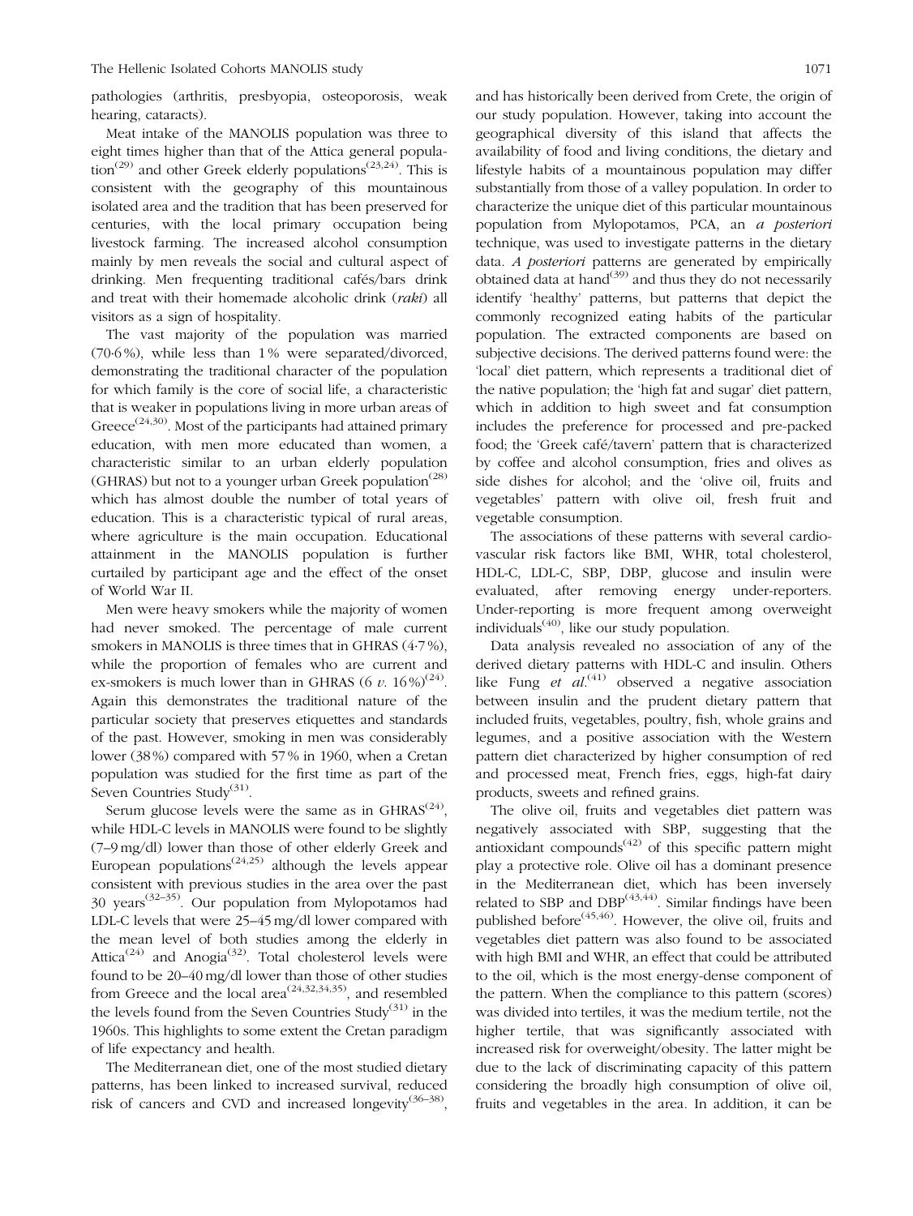pathologies (arthritis, presbyopia, osteoporosis, weak hearing, cataracts).

Meat intake of the MANOLIS population was three to eight times higher than that of the Attica general population[29] and other Greek elderly populations[23,24]. This is consistent with the geography of this mountainous isolated area and the tradition that has been preserved for centuries, with the local primary occupation being livestock farming. The increased alcohol consumption mainly by men reveals the social and cultural aspect of drinking. Men frequenting traditional cafés/bars drink and treat with their homemade alcoholic drink (*raki*) all visitors as a sign of hospitality.

The vast majority of the population was married (70·6 %), while less than 1 % were separated/divorced, demonstrating the traditional character of the population for which family is the core of social life, a characteristic that is weaker in populations living in more urban areas of Greece[24,30]. Most of the participants had attained primary education, with men more educated than women, a characteristic similar to an urban elderly population (GHRAS) but not to a younger urban Greek population[28] which has almost double the number of total years of education. This is a characteristic typical of rural areas, where agriculture is the main occupation. Educational attainment in the MANOLIS population is further curtailed by participant age and the effect of the onset of World War II.

Men were heavy smokers while the majority of women had never smoked. The percentage of male current smokers in MANOLIS is three times that in GHRAS (4·7 %), while the proportion of females who are current and ex-smokers is much lower than in GHRAS (6 *v.* 16 %)[24]. Again this demonstrates the traditional nature of the particular society that preserves etiquettes and standards of the past. However, smoking in men was considerably lower (38 %) compared with 57 % in 1960, when a Cretan population was studied for the first time as part of the Seven Countries Study[31].

Serum glucose levels were the same as in GHRAS[24], while HDL-C levels in MANOLIS were found to be slightly (7–9 mg/dl) lower than those of other elderly Greek and European populations[24,25] although the levels appear consistent with previous studies in the area over the past 30 years[32–35]. Our population from Mylopotamos had LDL-C levels that were 25–45 mg/dl lower compared with the mean level of both studies among the elderly in Attica[24] and Anogia[32]. Total cholesterol levels were found to be 20–40 mg/dl lower than those of other studies from Greece and the local area[24,32,34,35], and resembled the levels found from the Seven Countries Study[31] in the 1960s. This highlights to some extent the Cretan paradigm of life expectancy and health.

The Mediterranean diet, one of the most studied dietary patterns, has been linked to increased survival, reduced risk of cancers and CVD and increased longevity[36–38], and has historically been derived from Crete, the origin of our study population. However, taking into account the geographical diversity of this island that affects the availability of food and living conditions, the dietary and lifestyle habits of a mountainous population may differ substantially from those of a valley population. In order to characterize the unique diet of this particular mountainous population from Mylopotamos, PCA, an *a posteriori* technique, was used to investigate patterns in the dietary data. *A posteriori* patterns are generated by empirically obtained data at hand[39] and thus they do not necessarily identify 'healthy' patterns, but patterns that depict the commonly recognized eating habits of the particular population. The extracted components are based on subjective decisions. The derived patterns found were: the 'local' diet pattern, which represents a traditional diet of the native population; the 'high fat and sugar' diet pattern, which in addition to high sweet and fat consumption includes the preference for processed and pre-packed food; the 'Greek café/tavern' pattern that is characterized by coffee and alcohol consumption, fries and olives as side dishes for alcohol; and the 'olive oil, fruits and vegetables' pattern with olive oil, fresh fruit and vegetable consumption.

The associations of these patterns with several cardiovascular risk factors like BMI, WHR, total cholesterol, HDL-C, LDL-C, SBP, DBP, glucose and insulin were evaluated, after removing energy under-reporters. Under-reporting is more frequent among overweight individuals[40], like our study population.

Data analysis revealed no association of any of the derived dietary patterns with HDL-C and insulin. Others like Fung *et al.*[41] observed a negative association between insulin and the prudent dietary pattern that included fruits, vegetables, poultry, fish, whole grains and legumes, and a positive association with the Western pattern diet characterized by higher consumption of red and processed meat, French fries, eggs, high-fat dairy products, sweets and refined grains.

The olive oil, fruits and vegetables diet pattern was negatively associated with SBP, suggesting that the antioxidant compounds[42] of this specific pattern might play a protective role. Olive oil has a dominant presence in the Mediterranean diet, which has been inversely related to SBP and DBP[43,44]. Similar findings have been published before[45,46]. However, the olive oil, fruits and vegetables diet pattern was also found to be associated with high BMI and WHR, an effect that could be attributed to the oil, which is the most energy-dense component of the pattern. When the compliance to this pattern (scores) was divided into tertiles, it was the medium tertile, not the higher tertile, that was significantly associated with increased risk for overweight/obesity. The latter might be due to the lack of discriminating capacity of this pattern considering the broadly high consumption of olive oil, fruits and vegetables in the area. In addition, it can be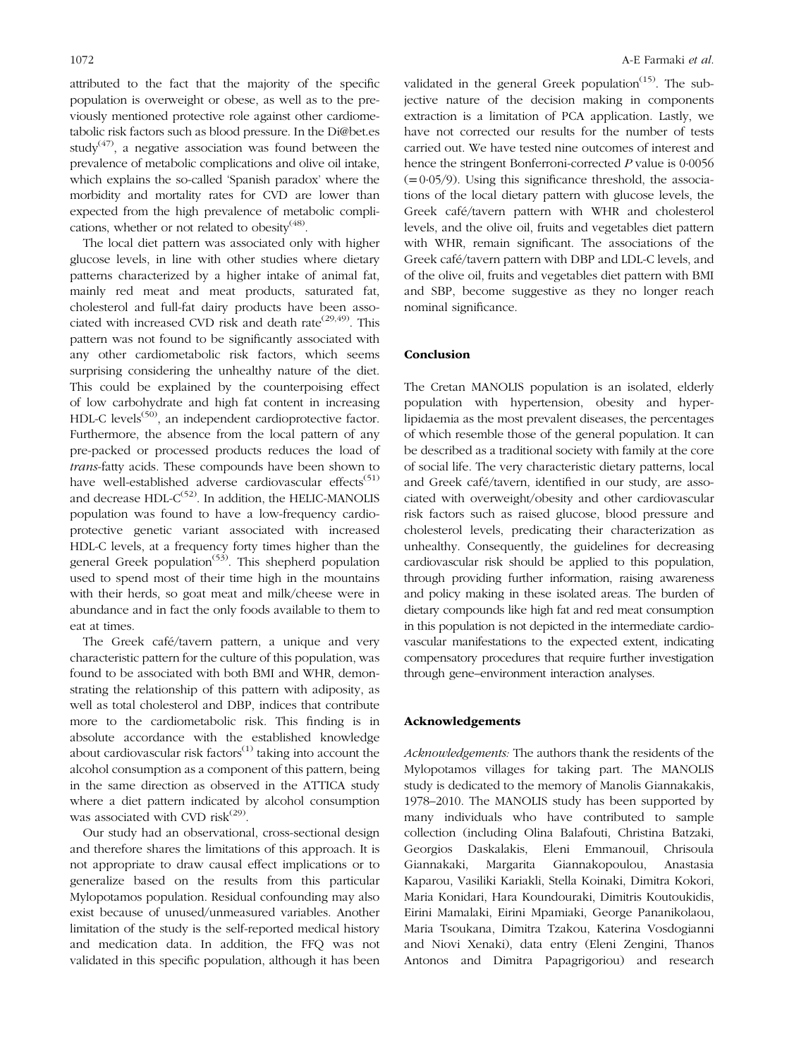attributed to the fact that the majority of the specific population is overweight or obese, as well as to the previously mentioned protective role against other cardiometabolic risk factors such as blood pressure. In the Di@bet.es study[47], a negative association was found between the prevalence of metabolic complications and olive oil intake, which explains the so-called 'Spanish paradox' where the morbidity and mortality rates for CVD are lower than expected from the high prevalence of metabolic complications, whether or not related to obesity[48].

The local diet pattern was associated only with higher glucose levels, in line with other studies where dietary patterns characterized by a higher intake of animal fat, mainly red meat and meat products, saturated fat, cholesterol and full-fat dairy products have been associated with increased CVD risk and death rate[29,49]. This pattern was not found to be significantly associated with any other cardiometabolic risk factors, which seems surprising considering the unhealthy nature of the diet. This could be explained by the counterpoising effect of low carbohydrate and high fat content in increasing HDL-C levels[50], an independent cardioprotective factor. Furthermore, the absence from the local pattern of any pre-packed or processed products reduces the load of *trans*-fatty acids. These compounds have been shown to have well-established adverse cardiovascular effects[51] and decrease HDL-C[52]. In addition, the HELIC-MANOLIS population was found to have a low-frequency cardioprotective genetic variant associated with increased HDL-C levels, at a frequency forty times higher than the general Greek population[53]. This shepherd population used to spend most of their time high in the mountains with their herds, so goat meat and milk/cheese were in abundance and in fact the only foods available to them to eat at times.

The Greek café/tavern pattern, a unique and very characteristic pattern for the culture of this population, was found to be associated with both BMI and WHR, demonstrating the relationship of this pattern with adiposity, as well as total cholesterol and DBP, indices that contribute more to the cardiometabolic risk. This finding is in absolute accordance with the established knowledge about cardiovascular risk factors[1] taking into account the alcohol consumption as a component of this pattern, being in the same direction as observed in the ATTICA study where a diet pattern indicated by alcohol consumption was associated with CVD risk[29].

Our study had an observational, cross-sectional design and therefore shares the limitations of this approach. It is not appropriate to draw causal effect implications or to generalize based on the results from this particular Mylopotamos population. Residual confounding may also exist because of unused/unmeasured variables. Another limitation of the study is the self-reported medical history and medication data. In addition, the FFQ was not validated in this specific population, although it has been validated in the general Greek population[15]. The subjective nature of the decision making in components extraction is a limitation of PCA application. Lastly, we have not corrected our results for the number of tests carried out. We have tested nine outcomes of interest and hence the stringent Bonferroni-corrected $P$ value is 0·0056 (= 0·05/9). Using this significance threshold, the associations of the local dietary pattern with glucose levels, the Greek café/tavern pattern with WHR and cholesterol levels, and the olive oil, fruits and vegetables diet pattern with WHR, remain significant. The associations of the Greek café/tavern pattern with DBP and LDL-C levels, and of the olive oil, fruits and vegetables diet pattern with BMI and SBP, become suggestive as they no longer reach nominal significance.

## Conclusion

The Cretan MANOLIS population is an isolated, elderly population with hypertension, obesity and hyperlipidaemia as the most prevalent diseases, the percentages of which resemble those of the general population. It can be described as a traditional society with family at the core of social life. The very characteristic dietary patterns, local and Greek café/tavern, identified in our study, are associated with overweight/obesity and other cardiovascular risk factors such as raised glucose, blood pressure and cholesterol levels, predicating their characterization as unhealthy. Consequently, the guidelines for decreasing cardiovascular risk should be applied to this population, through providing further information, raising awareness and policy making in these isolated areas. The burden of dietary compounds like high fat and red meat consumption in this population is not depicted in the intermediate cardiovascular manifestations to the expected extent, indicating compensatory procedures that require further investigation through gene–environment interaction analyses.

## Acknowledgements

*Acknowledgements:* The authors thank the residents of the Mylopotamos villages for taking part. The MANOLIS study is dedicated to the memory of Manolis Giannakakis, 1978–2010. The MANOLIS study has been supported by many individuals who have contributed to sample collection (including Olina Balafouti, Christina Batzaki, Georgios Daskalakis, Eleni Emmanouil, Chrisoula Giannakaki, Margarita Giannakopoulou, Anastasia Kaparou, Vasiliki Kariakli, Stella Koinaki, Dimitra Kokori, Maria Konidari, Hara Koundouraki, Dimitris Koutoukidis, Eirini Mamalaki, Eirini Mpamiaki, George Pananikolaou, Maria Tsoukana, Dimitra Tzakou, Katerina Vosdogianni and Niovi Xenaki), data entry (Eleni Zengini, Thanos Antonos and Dimitra Papagrigoriou) and research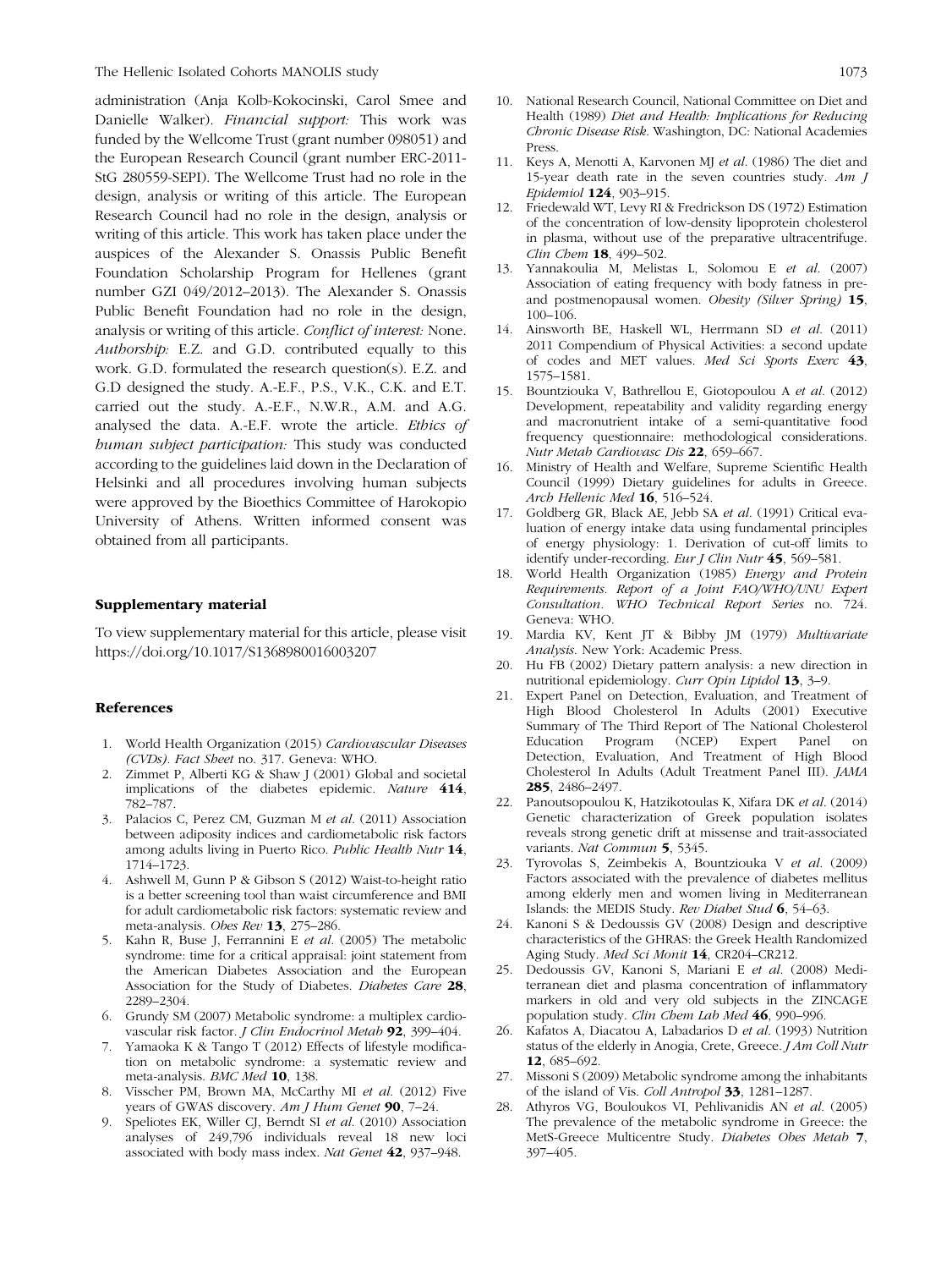administration (Anja Kolb-Kokocinski, Carol Smee and Danielle Walker). *Financial support:* This work was funded by the Wellcome Trust (grant number 098051) and the European Research Council (grant number ERC-2011-StG 280559-SEPI). The Wellcome Trust had no role in the design, analysis or writing of this article. The European Research Council had no role in the design, analysis or writing of this article. This work has taken place under the auspices of the Alexander S. Onassis Public Benefit Foundation Scholarship Program for Hellenes (grant number GZI 049/2012–2013). The Alexander S. Onassis Public Benefit Foundation had no role in the design, analysis or writing of this article. *Conflict of interest:* None. *Authorship:* E.Z. and G.D. contributed equally to this work. G.D. formulated the research question(s). E.Z. and G.D designed the study. A.-E.F., P.S., V.K., C.K. and E.T. carried out the study. A.-E.F., N.W.R., A.M. and A.G. analysed the data. A.-E.F. wrote the article. *Ethics of human subject participation:* This study was conducted according to the guidelines laid down in the Declaration of Helsinki and all procedures involving human subjects were approved by the Bioethics Committee of Harokopio University of Athens. Written informed consent was obtained from all participants.

## Supplementary material

To view supplementary material for this article, please visit https://doi.org/10.1017/S1368980016003207

## References

1. World Health Organization (2015) *Cardiovascular Diseases (CVDs)*. *Fact Sheet* no. 317. Geneva: WHO.
2. Zimmet P, Alberti KG & Shaw J (2001) Global and societal implications of the diabetes epidemic. *Nature* **414**, 782–787.
3. Palacios C, Perez CM, Guzman M *et al*. (2011) Association between adiposity indices and cardiometabolic risk factors among adults living in Puerto Rico. *Public Health Nutr* **14**, 1714–1723.
4. Ashwell M, Gunn P & Gibson S (2012) Waist-to-height ratio is a better screening tool than waist circumference and BMI for adult cardiometabolic risk factors: systematic review and meta-analysis. *Obes Rev* **13**, 275–286.
5. Kahn R, Buse J, Ferrannini E *et al*. (2005) The metabolic syndrome: time for a critical appraisal: joint statement from the American Diabetes Association and the European Association for the Study of Diabetes. *Diabetes Care* **28**, 2289–2304.
6. Grundy SM (2007) Metabolic syndrome: a multiplex cardiovascular risk factor. *J Clin Endocrinol Metab* **92**, 399–404.
7. Yamaoka K & Tango T (2012) Effects of lifestyle modification on metabolic syndrome: a systematic review and meta-analysis. *BMC Med* **10**, 138.
8. Visscher PM, Brown MA, McCarthy MI *et al*. (2012) Five years of GWAS discovery. *Am J Hum Genet* **90**, 7–24.
9. Speliotes EK, Willer CJ, Berndt SI *et al*. (2010) Association analyses of 249,796 individuals reveal 18 new loci associated with body mass index. *Nat Genet* **42**, 937–948.
10. National Research Council, National Committee on Diet and Health (1989) *Diet and Health: Implications for Reducing Chronic Disease Risk*. Washington, DC: National Academies Press.
11. Keys A, Menotti A, Karvonen MJ *et al*. (1986) The diet and 15-year death rate in the seven countries study. *Am J Epidemiol* **124**, 903–915.
12. Friedewald WT, Levy RI & Fredrickson DS (1972) Estimation of the concentration of low-density lipoprotein cholesterol in plasma, without use of the preparative ultracentrifuge. *Clin Chem* **18**, 499–502.
13. Yannakoulia M, Melistas L, Solomou E *et al*. (2007) Association of eating frequency with body fatness in pre- and postmenopausal women. *Obesity (Silver Spring)* **15**, 100–106.
14. Ainsworth BE, Haskell WL, Herrmann SD *et al*. (2011) 2011 Compendium of Physical Activities: a second update of codes and MET values. *Med Sci Sports Exerc* **43**, 1575–1581.
15. Bountziouka V, Bathrellou E, Giotopoulou A *et al*. (2012) Development, repeatability and validity regarding energy and macronutrient intake of a semi-quantitative food frequency questionnaire: methodological considerations. *Nutr Metab Cardiovasc Dis* **22**, 659–667.
16. Ministry of Health and Welfare, Supreme Scientific Health Council (1999) Dietary guidelines for adults in Greece. *Arch Hellenic Med* **16**, 516–524.
17. Goldberg GR, Black AE, Jebb SA *et al*. (1991) Critical evaluation of energy intake data using fundamental principles of energy physiology: 1. Derivation of cut-off limits to identify under-recording. *Eur J Clin Nutr* **45**, 569–581.
18. World Health Organization (1985) *Energy and Protein Requirements. Report of a Joint FAO/WHO/UNU Expert Consultation*. *WHO Technical Report Series* no. 724. Geneva: WHO.
19. Mardia KV, Kent JT & Bibby JM (1979) *Multivariate Analysis*. New York: Academic Press.
20. Hu FB (2002) Dietary pattern analysis: a new direction in nutritional epidemiology. *Curr Opin Lipidol* **13**, 3–9.
21. Expert Panel on Detection, Evaluation, and Treatment of High Blood Cholesterol In Adults (2001) Executive Summary of The Third Report of The National Cholesterol Education Program (NCEP) Expert Panel on Detection, Evaluation, And Treatment of High Blood Cholesterol In Adults (Adult Treatment Panel III). *JAMA* **285**, 2486–2497.
22. Panoutsopoulou K, Hatzikotoulas K, Xifara DK *et al*. (2014) Genetic characterization of Greek population isolates reveals strong genetic drift at missense and trait-associated variants. *Nat Commun* **5**, 5345.
23. Tyrovolas S, Zeimbekis A, Bountziouka V *et al*. (2009) Factors associated with the prevalence of diabetes mellitus among elderly men and women living in Mediterranean Islands: the MEDIS Study. *Rev Diabet Stud* **6**, 54–63.
24. Kanoni S & Dedoussis GV (2008) Design and descriptive characteristics of the GHRAS: the Greek Health Randomized Aging Study. *Med Sci Monit* **14**, CR204–CR212.
25. Dedoussis GV, Kanoni S, Mariani E *et al*. (2008) Mediterranean diet and plasma concentration of inflammatory markers in old and very old subjects in the ZINCAGE population study. *Clin Chem Lab Med* **46**, 990–996.
26. Kafatos A, Diacatou A, Labadarios D *et al*. (1993) Nutrition status of the elderly in Anogia, Crete, Greece. *J Am Coll Nutr* **12**, 685–692.
27. Missoni S (2009) Metabolic syndrome among the inhabitants of the island of Vis. *Coll Antropol* **33**, 1281–1287.
28. Athyros VG, Bouloukos VI, Pehlivanidis AN *et al*. (2005) The prevalence of the metabolic syndrome in Greece: the MetS-Greece Multicentre Study. *Diabetes Obes Metab* **7**, 397–405.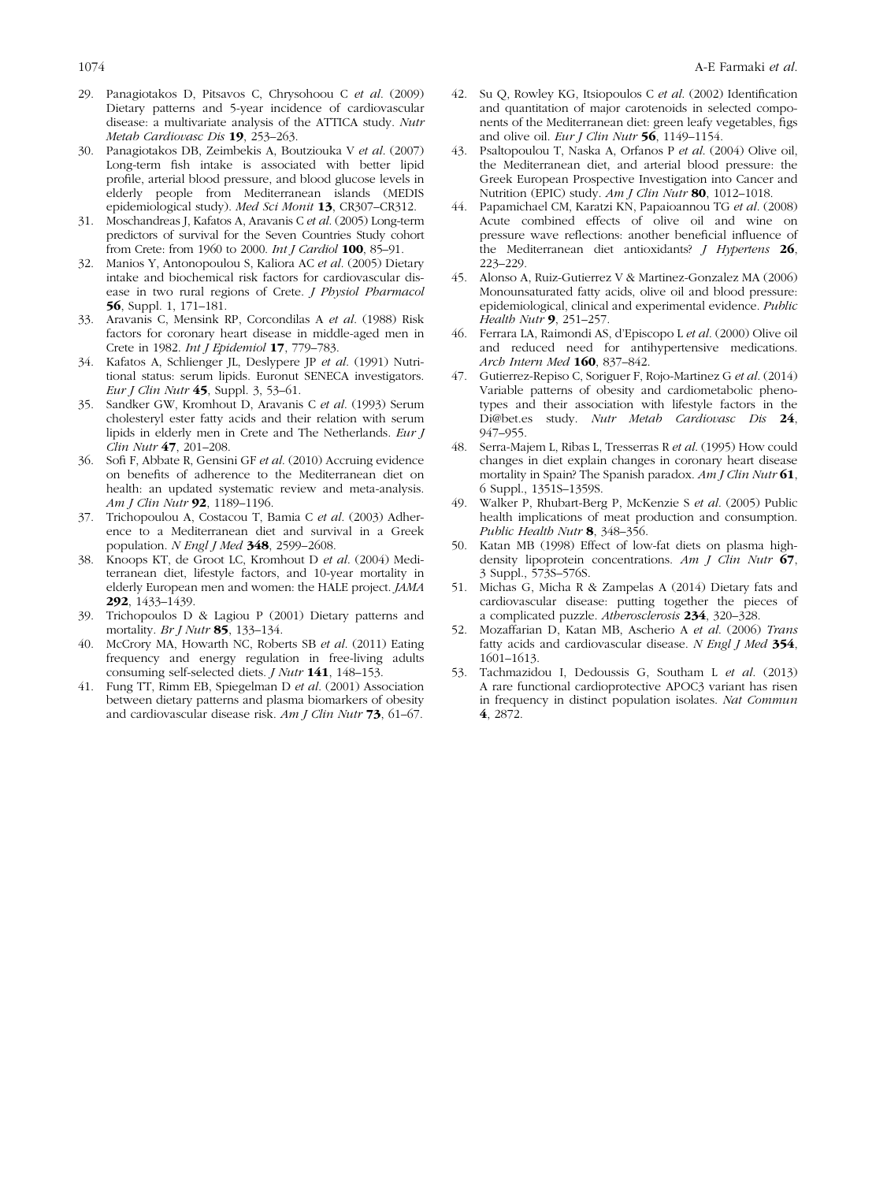29. Panagiotakos D, Pitsavos C, Chrysohoou C *et al.* (2009) Dietary patterns and 5-year incidence of cardiovascular disease: a multivariate analysis of the ATTICA study. *Nutr Metab Cardiovasc Dis* **19**, 253–263.
30. Panagiotakos DB, Zeimbekis A, Boutziouka V *et al.* (2007) Long-term fish intake is associated with better lipid profile, arterial blood pressure, and blood glucose levels in elderly people from Mediterranean islands (MEDIS epidemiological study). *Med Sci Monit* **13**, CR307–CR312.
31. Moschandreas J, Kafatos A, Aravanis C *et al.* (2005) Long-term predictors of survival for the Seven Countries Study cohort from Crete: from 1960 to 2000. *Int J Cardiol* **100**, 85–91.
32. Manios Y, Antonopoulou S, Kaliora AC *et al.* (2005) Dietary intake and biochemical risk factors for cardiovascular disease in two rural regions of Crete. *J Physiol Pharmacol* **56**, Suppl. 1, 171–181.
33. Aravanis C, Mensink RP, Corcondilas A *et al.* (1988) Risk factors for coronary heart disease in middle-aged men in Crete in 1982. *Int J Epidemiol* **17**, 779–783.
34. Kafatos A, Schlienger JL, Deslypere JP *et al.* (1991) Nutritional status: serum lipids. Euronut SENECA investigators. *Eur J Clin Nutr* **45**, Suppl. 3, 53–61.
35. Sandker GW, Kromhout D, Aravanis C *et al.* (1993) Serum cholesteryl ester fatty acids and their relation with serum lipids in elderly men in Crete and The Netherlands. *Eur J Clin Nutr* **47**, 201–208.
36. Sofi F, Abbate R, Gensini GF *et al.* (2010) Accruing evidence on benefits of adherence to the Mediterranean diet on health: an updated systematic review and meta-analysis. *Am J Clin Nutr* **92**, 1189–1196.
37. Trichopoulou A, Costacou T, Bamia C *et al.* (2003) Adherence to a Mediterranean diet and survival in a Greek population. *N Engl J Med* **348**, 2599–2608.
38. Knoops KT, de Groot LC, Kromhout D *et al.* (2004) Mediterranean diet, lifestyle factors, and 10-year mortality in elderly European men and women: the HALE project. *JAMA* **292**, 1433–1439.
39. Trichopoulos D & Lagiou P (2001) Dietary patterns and mortality. *Br J Nutr* **85**, 133–134.
40. McCrory MA, Howarth NC, Roberts SB *et al.* (2011) Eating frequency and energy regulation in free-living adults consuming self-selected diets. *J Nutr* **141**, 148–153.
41. Fung TT, Rimm EB, Spiegelman D *et al.* (2001) Association between dietary patterns and plasma biomarkers of obesity and cardiovascular disease risk. *Am J Clin Nutr* **73**, 61–67.
42. Su Q, Rowley KG, Itsiopoulos C *et al.* (2002) Identification and quantitation of major carotenoids in selected components of the Mediterranean diet: green leafy vegetables, figs and olive oil. *Eur J Clin Nutr* **56**, 1149–1154.
43. Psaltopoulou T, Naska A, Orfanos P *et al.* (2004) Olive oil, the Mediterranean diet, and arterial blood pressure: the Greek European Prospective Investigation into Cancer and Nutrition (EPIC) study. *Am J Clin Nutr* **80**, 1012–1018.
44. Papamichael CM, Karatzi KN, Papaioannou TG *et al.* (2008) Acute combined effects of olive oil and wine on pressure wave reflections: another beneficial influence of the Mediterranean diet antioxidants? *J Hypertens* **26**, 223–229.
45. Alonso A, Ruiz-Gutierrez V & Martinez-Gonzalez MA (2006) Monounsaturated fatty acids, olive oil and blood pressure: epidemiological, clinical and experimental evidence. *Public Health Nutr* **9**, 251–257.
46. Ferrara LA, Raimondi AS, d'Episcopo L *et al.* (2000) Olive oil and reduced need for antihypertensive medications. *Arch Intern Med* **160**, 837–842.
47. Gutierrez-Repiso C, Soriguer F, Rojo-Martinez G *et al.* (2014) Variable patterns of obesity and cardiometabolic phenotypes and their association with lifestyle factors in the Di@bet.es study. *Nutr Metab Cardiovasc Dis* **24**, 947–955.
48. Serra-Majem L, Ribas L, Tresserras R *et al.* (1995) How could changes in diet explain changes in coronary heart disease mortality in Spain? The Spanish paradox. *Am J Clin Nutr* **61**, 6 Suppl., 1351S–1359S.
49. Walker P, Rhubart-Berg P, McKenzie S *et al.* (2005) Public health implications of meat production and consumption. *Public Health Nutr* **8**, 348–356.
50. Katan MB (1998) Effect of low-fat diets on plasma high-density lipoprotein concentrations. *Am J Clin Nutr* **67**, 3 Suppl., 573S–576S.
51. Michas G, Micha R & Zampelas A (2014) Dietary fats and cardiovascular disease: putting together the pieces of a complicated puzzle. *Atherosclerosis* **234**, 320–328.
52. Mozaffarian D, Katan MB, Ascherio A *et al.* (2006) *Trans* fatty acids and cardiovascular disease. *N Engl J Med* **354**, 1601–1613.
53. Tachmazidou I, Dedoussis G, Southam L *et al.* (2013) A rare functional cardioprotective APOC3 variant has risen in frequency in distinct population isolates. *Nat Commun* **4**, 2872.